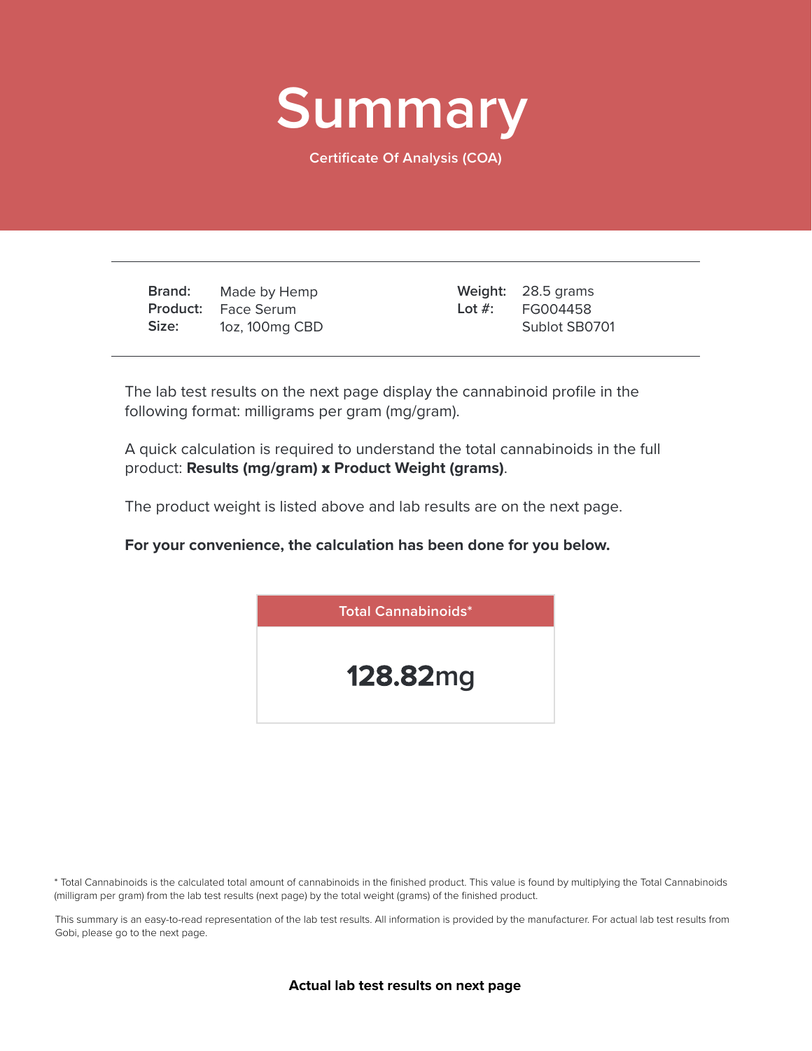# Summary

Certificate Of Analysis (COA)

| | | | |
|---|---|---|---|
| **Brand:** | Made by Hemp | **Weight:** | 28.5 grams |
| **Product:** | Face Serum | **Lot #:** | FG004458 |
| **Size:** | 1oz, 100mg CBD | | Sublot SB0701 |

The lab test results on the next page display the cannabinoid profile in the following format: milligrams per gram (mg/gram).

A quick calculation is required to understand the total cannabinoids in the full product: **Results (mg/gram) x Product Weight (grams)**.

The product weight is listed above and lab results are on the next page.

**For your convenience, the calculation has been done for you below.**

| Total Cannabinoids* |
|---|
| **128.82**mg |

* Total Cannabinoids is the calculated total amount of cannabinoids in the finished product. This value is found by multiplying the Total Cannabinoids (milligram per gram) from the lab test results (next page) by the total weight (grams) of the finished product.

This summary is an easy-to-read representation of the lab test results. All information is provided by the manufacturer. For actual lab test results from Gobi, please go to the next page.

**Actual lab test results on next page**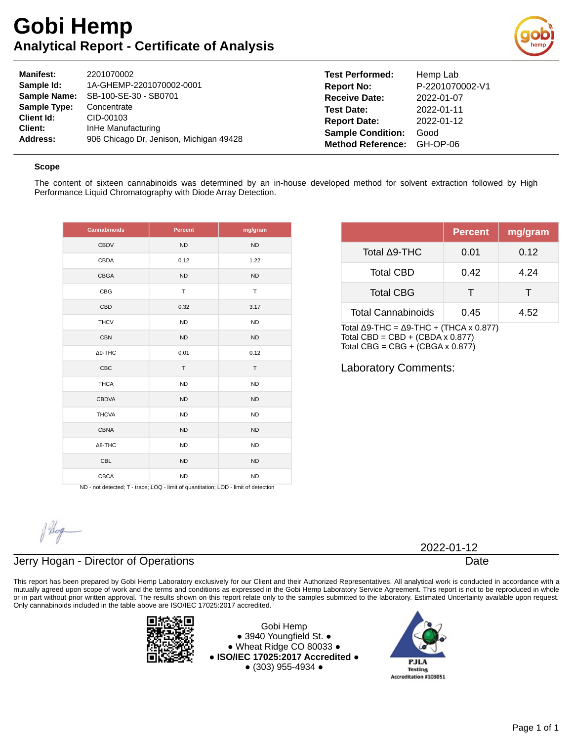# Gobi Hemp

## Analytical Report - Certificate of Analysis

**Manifest:** 2201070002
**Sample Id:** 1A-GHEMP-2201070002-0001
**Sample Name:** SB-100-SE-30 - SB0701
**Sample Type:** Concentrate
**Client Id:** CID-00103
**Client:** InHe Manufacturing
**Address:** 906 Chicago Dr, Jenison, Michigan 49428

**Test Performed:** Hemp Lab
**Report No:** P-2201070002-V1
**Receive Date:** 2022-01-07
**Test Date:** 2022-01-11
**Report Date:** 2022-01-12
**Sample Condition:** Good
**Method Reference:** GH-OP-06

### Scope

The content of sixteen cannabinoids was determined by an in-house developed method for solvent extraction followed by High Performance Liquid Chromatography with Diode Array Detection.

| Cannabinoids | Percent | mg/gram |
|---|---|---|
| CBDV | ND | ND |
| CBDA | 0.12 | 1.22 |
| CBGA | ND | ND |
| CBG | T | T |
| CBD | 0.32 | 3.17 |
| THCV | ND | ND |
| CBN | ND | ND |
| Δ9-THC | 0.01 | 0.12 |
| CBC | T | T |
| THCA | ND | ND |
| CBDVA | ND | ND |
| THCVA | ND | ND |
| CBNA | ND | ND |
| Δ8-THC | ND | ND |
| CBL | ND | ND |
| CBCA | ND | ND |

ND - not detected; T - trace; LOQ - limit of quantitation; LOD - limit of detection

| | Percent | mg/gram |
|---|---|---|
| Total Δ9-THC | 0.01 | 0.12 |
| Total CBD | 0.42 | 4.24 |
| Total CBG | T | T |
| Total Cannabinoids | 0.45 | 4.52 |

Total Δ9-THC = Δ9-THC + (THCA x 0.877)
Total CBD = CBD + (CBDA x 0.877)
Total CBG = CBG + (CBGA x 0.877)

Laboratory Comments:

Jerry Hogan - Director of Operations

2022-01-12
Date

This report has been prepared by Gobi Hemp Laboratory exclusively for our Client and their Authorized Representatives. All analytical work is conducted in accordance with a mutually agreed upon scope of work and the terms and conditions as expressed in the Gobi Hemp Laboratory Service Agreement. This report is not to be reproduced in whole or in part without prior written approval. The results shown on this report relate only to the samples submitted to the laboratory. Estimated Uncertainty available upon request. Only cannabinoids included in the table above are ISO/IEC 17025:2017 accredited.

Gobi Hemp
• 3940 Youngfield St. •
• Wheat Ridge CO 80033 •
**• ISO/IEC 17025:2017 Accredited •**
• (303) 955-4934 •

PJLA Testing Accreditation #103051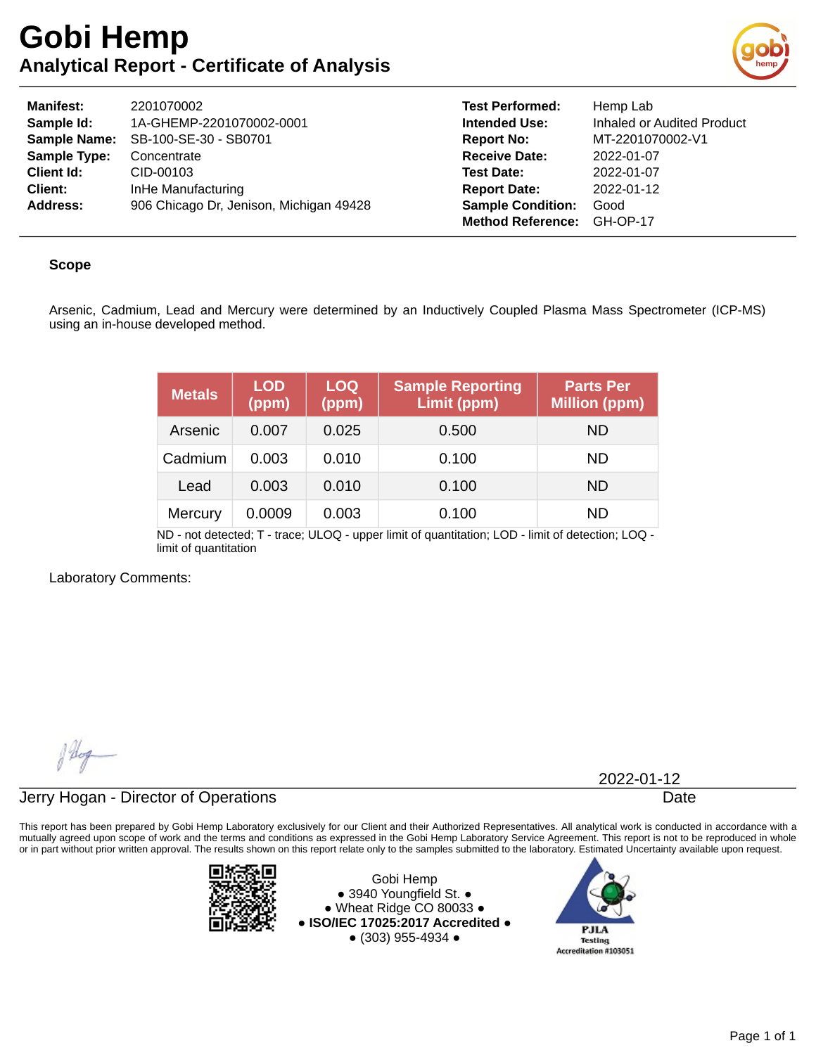# Gobi Hemp

## Analytical Report - Certificate of Analysis

| | | | |
|---|---|---|---|
| **Manifest:** | 2201070002 | **Test Performed:** | Hemp Lab |
| **Sample Id:** | 1A-GHEMP-2201070002-0001 | **Intended Use:** | Inhaled or Audited Product |
| **Sample Name:** | SB-100-SE-30 - SB0701 | **Report No:** | MT-2201070002-V1 |
| **Sample Type:** | Concentrate | **Receive Date:** | 2022-01-07 |
| **Client Id:** | CID-00103 | **Test Date:** | 2022-01-07 |
| **Client:** | InHe Manufacturing | **Report Date:** | 2022-01-12 |
| **Address:** | 906 Chicago Dr, Jenison, Michigan 49428 | **Sample Condition:** | Good |
| | | **Method Reference:** | GH-OP-17 |

### Scope

Arsenic, Cadmium, Lead and Mercury were determined by an Inductively Coupled Plasma Mass Spectrometer (ICP-MS) using an in-house developed method.

| Metals | LOD (ppm) | LOQ (ppm) | Sample Reporting Limit (ppm) | Parts Per Million (ppm) |
|---|---|---|---|---|
| Arsenic | 0.007 | 0.025 | 0.500 | ND |
| Cadmium | 0.003 | 0.010 | 0.100 | ND |
| Lead | 0.003 | 0.010 | 0.100 | ND |
| Mercury | 0.0009 | 0.003 | 0.100 | ND |

ND - not detected; T - trace; ULOQ - upper limit of quantitation; LOD - limit of detection; LOQ - limit of quantitation

Laboratory Comments:

Jerry Hogan - Director of Operations

2022-01-12
Date

This report has been prepared by Gobi Hemp Laboratory exclusively for our Client and their Authorized Representatives. All analytical work is conducted in accordance with a mutually agreed upon scope of work and the terms and conditions as expressed in the Gobi Hemp Laboratory Service Agreement. This report is not to be reproduced in whole or in part without prior written approval. The results shown on this report relate only to the samples submitted to the laboratory. Estimated Uncertainty available upon request.

Gobi Hemp
● 3940 Youngfield St. ●
● Wheat Ridge CO 80033 ●
● **ISO/IEC 17025:2017 Accredited** ●
● (303) 955-4934 ●

PJLA Testing Accreditation #103051